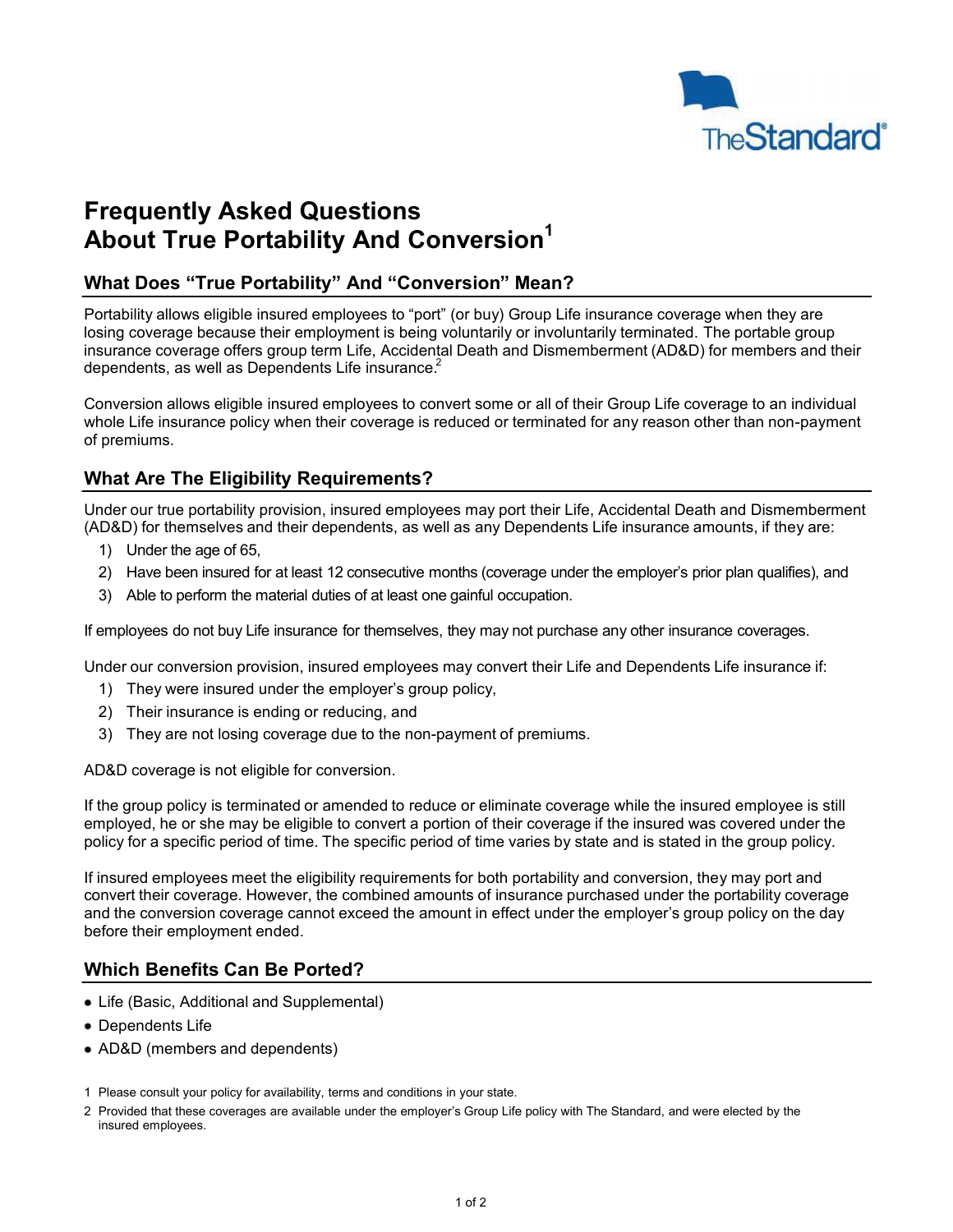# Frequently Asked Questions About True Portability And Conversion[1]

## What Does "True Portability" And "Conversion" Mean?

Portability allows eligible insured employees to "port" (or buy) Group Life insurance coverage when they are losing coverage because their employment is being voluntarily or involuntarily terminated. The portable group insurance coverage offers group term Life, Accidental Death and Dismemberment (AD&D) for members and their dependents, as well as Dependents Life insurance.[2]

Conversion allows eligible insured employees to convert some or all of their Group Life coverage to an individual whole Life insurance policy when their coverage is reduced or terminated for any reason other than non-payment of premiums.

## What Are The Eligibility Requirements?

Under our true portability provision, insured employees may port their Life, Accidental Death and Dismemberment (AD&D) for themselves and their dependents, as well as any Dependents Life insurance amounts, if they are:

1) Under the age of 65,
2) Have been insured for at least 12 consecutive months (coverage under the employer's prior plan qualifies), and
3) Able to perform the material duties of at least one gainful occupation.

If employees do not buy Life insurance for themselves, they may not purchase any other insurance coverages.

Under our conversion provision, insured employees may convert their Life and Dependents Life insurance if:

1) They were insured under the employer's group policy,
2) Their insurance is ending or reducing, and
3) They are not losing coverage due to the non-payment of premiums.

AD&D coverage is not eligible for conversion.

If the group policy is terminated or amended to reduce or eliminate coverage while the insured employee is still employed, he or she may be eligible to convert a portion of their coverage if the insured was covered under the policy for a specific period of time. The specific period of time varies by state and is stated in the group policy.

If insured employees meet the eligibility requirements for both portability and conversion, they may port and convert their coverage. However, the combined amounts of insurance purchased under the portability coverage and the conversion coverage cannot exceed the amount in effect under the employer's group policy on the day before their employment ended.

## Which Benefits Can Be Ported?

- Life (Basic, Additional and Supplemental)
- Dependents Life
- AD&D (members and dependents)

1 Please consult your policy for availability, terms and conditions in your state.

2 Provided that these coverages are available under the employer's Group Life policy with The Standard, and were elected by the insured employees.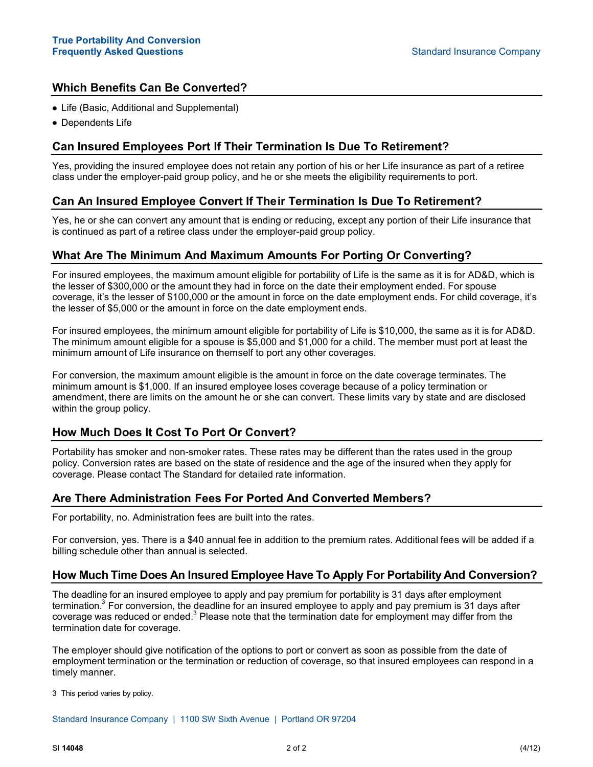## Which Benefits Can Be Converted?

- Life (Basic, Additional and Supplemental)
- Dependents Life

## Can Insured Employees Port If Their Termination Is Due To Retirement?

Yes, providing the insured employee does not retain any portion of his or her Life insurance as part of a retiree class under the employer-paid group policy, and he or she meets the eligibility requirements to port.

## Can An Insured Employee Convert If Their Termination Is Due To Retirement?

Yes, he or she can convert any amount that is ending or reducing, except any portion of their Life insurance that is continued as part of a retiree class under the employer-paid group policy.

## What Are The Minimum And Maximum Amounts For Porting Or Converting?

For insured employees, the maximum amount eligible for portability of Life is the same as it is for AD&D, which is the lesser of $300,000 or the amount they had in force on the date their employment ended. For spouse coverage, it's the lesser of $100,000 or the amount in force on the date employment ends. For child coverage, it's the lesser of $5,000 or the amount in force on the date employment ends.

For insured employees, the minimum amount eligible for portability of Life is $10,000, the same as it is for AD&D. The minimum amount eligible for a spouse is $5,000 and $1,000 for a child. The member must port at least the minimum amount of Life insurance on themself to port any other coverages.

For conversion, the maximum amount eligible is the amount in force on the date coverage terminates. The minimum amount is $1,000. If an insured employee loses coverage because of a policy termination or amendment, there are limits on the amount he or she can convert. These limits vary by state and are disclosed within the group policy.

## How Much Does It Cost To Port Or Convert?

Portability has smoker and non-smoker rates. These rates may be different than the rates used in the group policy. Conversion rates are based on the state of residence and the age of the insured when they apply for coverage. Please contact The Standard for detailed rate information.

## Are There Administration Fees For Ported And Converted Members?

For portability, no. Administration fees are built into the rates.

For conversion, yes. There is a $40 annual fee in addition to the premium rates. Additional fees will be added if a billing schedule other than annual is selected.

## How Much Time Does An Insured Employee Have To Apply For Portability And Conversion?

The deadline for an insured employee to apply and pay premium for portability is 31 days after employment termination.[3] For conversion, the deadline for an insured employee to apply and pay premium is 31 days after coverage was reduced or ended.[3] Please note that the termination date for employment may differ from the termination date for coverage.

The employer should give notification of the options to port or convert as soon as possible from the date of employment termination or the termination or reduction of coverage, so that insured employees can respond in a timely manner.

3 This period varies by policy.

Standard Insurance Company | 1100 SW Sixth Avenue | Portland OR 97204

SI **14048** (4/12)